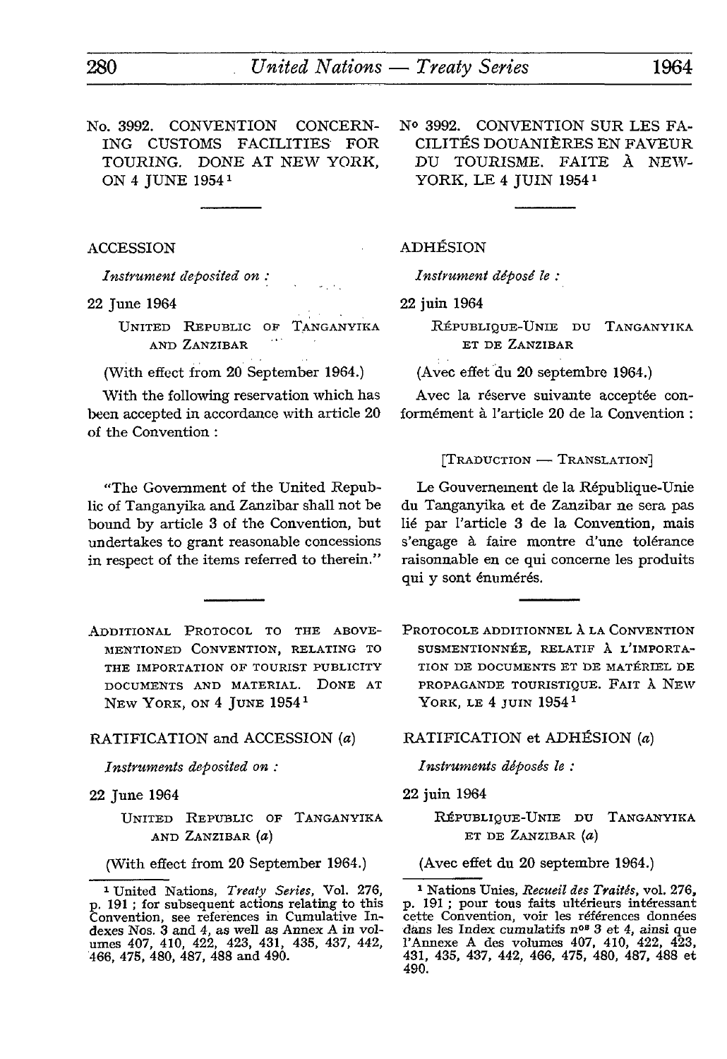No. 3992. CONVENTION CONCERNING CUSTOMS FACILITIES FOR TOURING. DONE AT NEW YORK, ON 4 JUNE 1954[1]

ACCESSION

*Instrument deposited on :*

22 June 1964

UNITED REPUBLIC OF TANGANYIKA AND ZANZIBAR

(With effect from 20 September 1964.)

With the following reservation which has been accepted in accordance with article 20 of the Convention :

"The Government of the United Republic of Tanganyika and Zanzibar shall not be bound by article 3 of the Convention, but undertakes to grant reasonable concessions in respect of the items referred to therein."

ADDITIONAL PROTOCOL TO THE ABOVE-MENTIONED CONVENTION, RELATING TO THE IMPORTATION OF TOURIST PUBLICITY DOCUMENTS AND MATERIAL. DONE AT NEW YORK, ON 4 JUNE 1954[1]

RATIFICATION and ACCESSION (*a*)

*Instruments deposited on :*

22 June 1964

UNITED REPUBLIC OF TANGANYIKA AND ZANZIBAR (*a*)

(With effect from 20 September 1964.)

[1] United Nations, *Treaty Series*, Vol. 276, p. 191 ; for subsequent actions relating to this Convention, see references in Cumulative Indexes Nos. 3 and 4, as well as Annex A in volumes 407, 410, 422, 423, 431, 435, 437, 442, 466, 475, 480, 487, 488 and 490.

N° 3992. CONVENTION SUR LES FACILITÉS DOUANIÈRES EN FAVEUR DU TOURISME. FAITE À NEW-YORK, LE 4 JUIN 1954[1]

ADHÉSION

*Instrument déposé le :*

22 juin 1964

RÉPUBLIQUE-UNIE DU TANGANYIKA ET DE ZANZIBAR

(Avec effet du 20 septembre 1964.)

Avec la réserve suivante acceptée conformément à l'article 20 de la Convention :

[TRADUCTION — TRANSLATION]

Le Gouvernement de la République-Unie du Tanganyika et de Zanzibar ne sera pas lié par l'article 3 de la Convention, mais s'engage à faire montre d'une tolérance raisonnable en ce qui concerne les produits qui y sont énumérés.

PROTOCOLE ADDITIONNEL À LA CONVENTION SUSMENTIONNÉE, RELATIF À L'IMPORTATION DE DOCUMENTS ET DE MATÉRIEL DE PROPAGANDE TOURISTIQUE. FAIT À NEW YORK, LE 4 JUIN 1954[1]

RATIFICATION et ADHÉSION (*a*)

*Instruments déposés le :*

22 juin 1964

RÉPUBLIQUE-UNIE DU TANGANYIKA ET DE ZANZIBAR (*a*)

(Avec effet du 20 septembre 1964.)

[1] Nations Unies, *Recueil des Traités*, vol. 276, p. 191 ; pour tous faits ultérieurs intéressant cette Convention, voir les références données dans les Index cumulatifs n[os] 3 et 4, ainsi que l'Annexe A des volumes 407, 410, 422, 423, 431, 435, 437, 442, 466, 475, 480, 487, 488 et 490.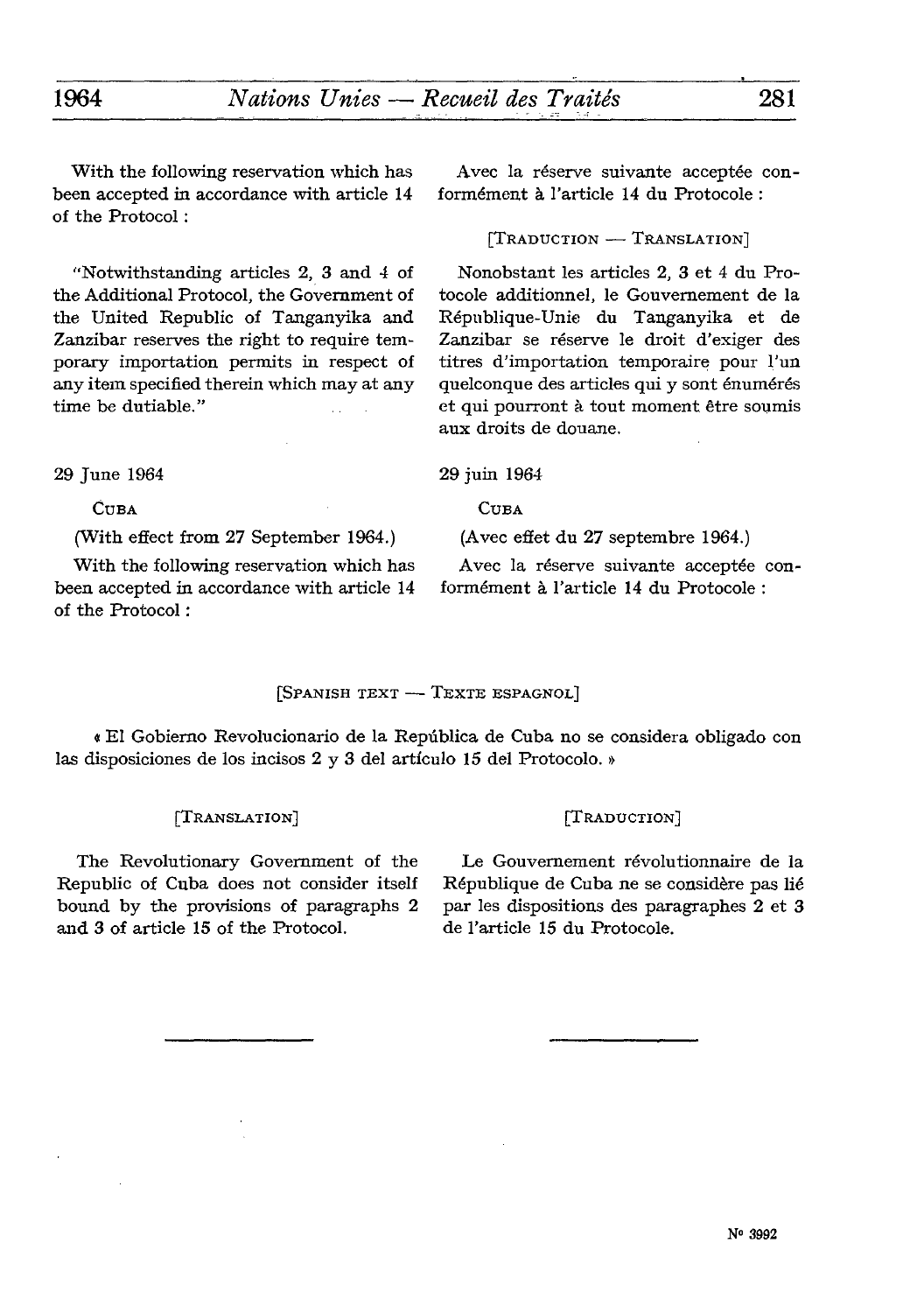With the following reservation which has been accepted in accordance with article 14 of the Protocol :

"Notwithstanding articles 2, 3 and 4 of the Additional Protocol, the Government of the United Republic of Tanganyika and Zanzibar reserves the right to require temporary importation permits in respect of any item specified therein which may at any time be dutiable."

Avec la réserve suivante acceptée conformément à l'article 14 du Protocole :

[TRADUCTION — TRANSLATION]

Nonobstant les articles 2, 3 et 4 du Protocole additionnel, le Gouvernement de la République-Unie du Tanganyika et de Zanzibar se réserve le droit d'exiger des titres d'importation temporaire pour l'un quelconque des articles qui y sont énumérés et qui pourront à tout moment être soumis aux droits de douane.

29 June 1964

CUBA

(With effect from 27 September 1964.)

With the following reservation which has been accepted in accordance with article 14 of the Protocol :

29 juin 1964

CUBA

(Avec effet du 27 septembre 1964.)

Avec la réserve suivante acceptée conformément à l'article 14 du Protocole :

[SPANISH TEXT — TEXTE ESPAGNOL]

« El Gobierno Revolucionario de la República de Cuba no se considera obligado con las disposiciones de los incisos 2 y 3 del artículo 15 del Protocolo. »

[TRANSLATION]

The Revolutionary Government of the Republic of Cuba does not consider itself bound by the provisions of paragraphs 2 and 3 of article 15 of the Protocol.

[TRADUCTION]

Le Gouvernement révolutionnaire de la République de Cuba ne se considère pas lié par les dispositions des paragraphes 2 et 3 de l'article 15 du Protocole.